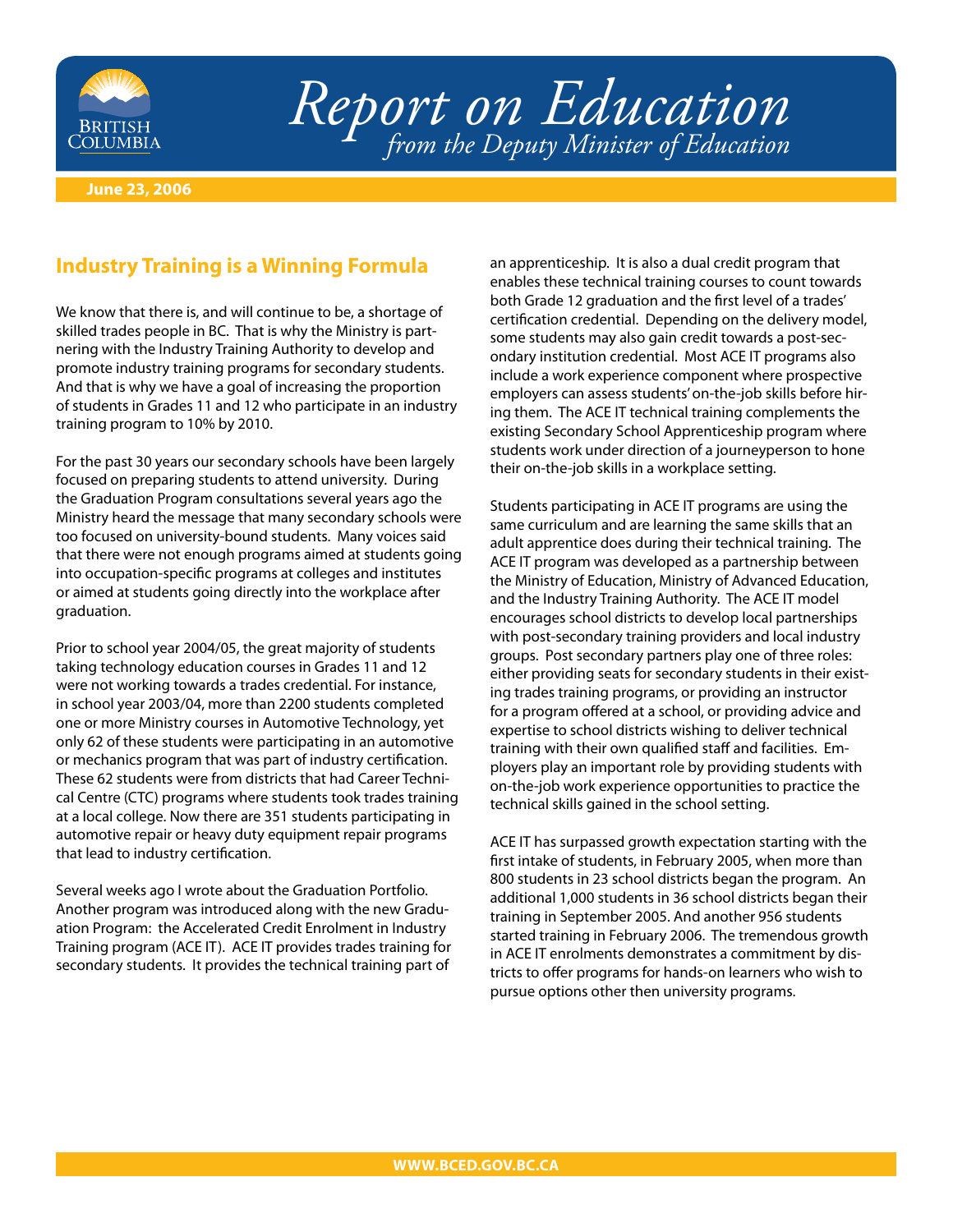# Report on Education

*from the Deputy Minister of Education*

**June 23, 2006**

## Industry Training is a Winning Formula

We know that there is, and will continue to be, a shortage of skilled trades people in BC. That is why the Ministry is partnering with the Industry Training Authority to develop and promote industry training programs for secondary students. And that is why we have a goal of increasing the proportion of students in Grades 11 and 12 who participate in an industry training program to 10% by 2010.

For the past 30 years our secondary schools have been largely focused on preparing students to attend university. During the Graduation Program consultations several years ago the Ministry heard the message that many secondary schools were too focused on university-bound students. Many voices said that there were not enough programs aimed at students going into occupation-specific programs at colleges and institutes or aimed at students going directly into the workplace after graduation.

Prior to school year 2004/05, the great majority of students taking technology education courses in Grades 11 and 12 were not working towards a trades credential. For instance, in school year 2003/04, more than 2200 students completed one or more Ministry courses in Automotive Technology, yet only 62 of these students were participating in an automotive or mechanics program that was part of industry certification. These 62 students were from districts that had Career Technical Centre (CTC) programs where students took trades training at a local college. Now there are 351 students participating in automotive repair or heavy duty equipment repair programs that lead to industry certification.

Several weeks ago I wrote about the Graduation Portfolio. Another program was introduced along with the new Graduation Program: the Accelerated Credit Enrolment in Industry Training program (ACE IT). ACE IT provides trades training for secondary students. It provides the technical training part of an apprenticeship. It is also a dual credit program that enables these technical training courses to count towards both Grade 12 graduation and the first level of a trades' certification credential. Depending on the delivery model, some students may also gain credit towards a post-secondary institution credential. Most ACE IT programs also include a work experience component where prospective employers can assess students' on-the-job skills before hiring them. The ACE IT technical training complements the existing Secondary School Apprenticeship program where students work under direction of a journeyperson to hone their on-the-job skills in a workplace setting.

Students participating in ACE IT programs are using the same curriculum and are learning the same skills that an adult apprentice does during their technical training. The ACE IT program was developed as a partnership between the Ministry of Education, Ministry of Advanced Education, and the Industry Training Authority. The ACE IT model encourages school districts to develop local partnerships with post-secondary training providers and local industry groups. Post secondary partners play one of three roles: either providing seats for secondary students in their existing trades training programs, or providing an instructor for a program offered at a school, or providing advice and expertise to school districts wishing to deliver technical training with their own qualified staff and facilities. Employers play an important role by providing students with on-the-job work experience opportunities to practice the technical skills gained in the school setting.

ACE IT has surpassed growth expectation starting with the first intake of students, in February 2005, when more than 800 students in 23 school districts began the program. An additional 1,000 students in 36 school districts began their training in September 2005. And another 956 students started training in February 2006. The tremendous growth in ACE IT enrolments demonstrates a commitment by districts to offer programs for hands-on learners who wish to pursue options other then university programs.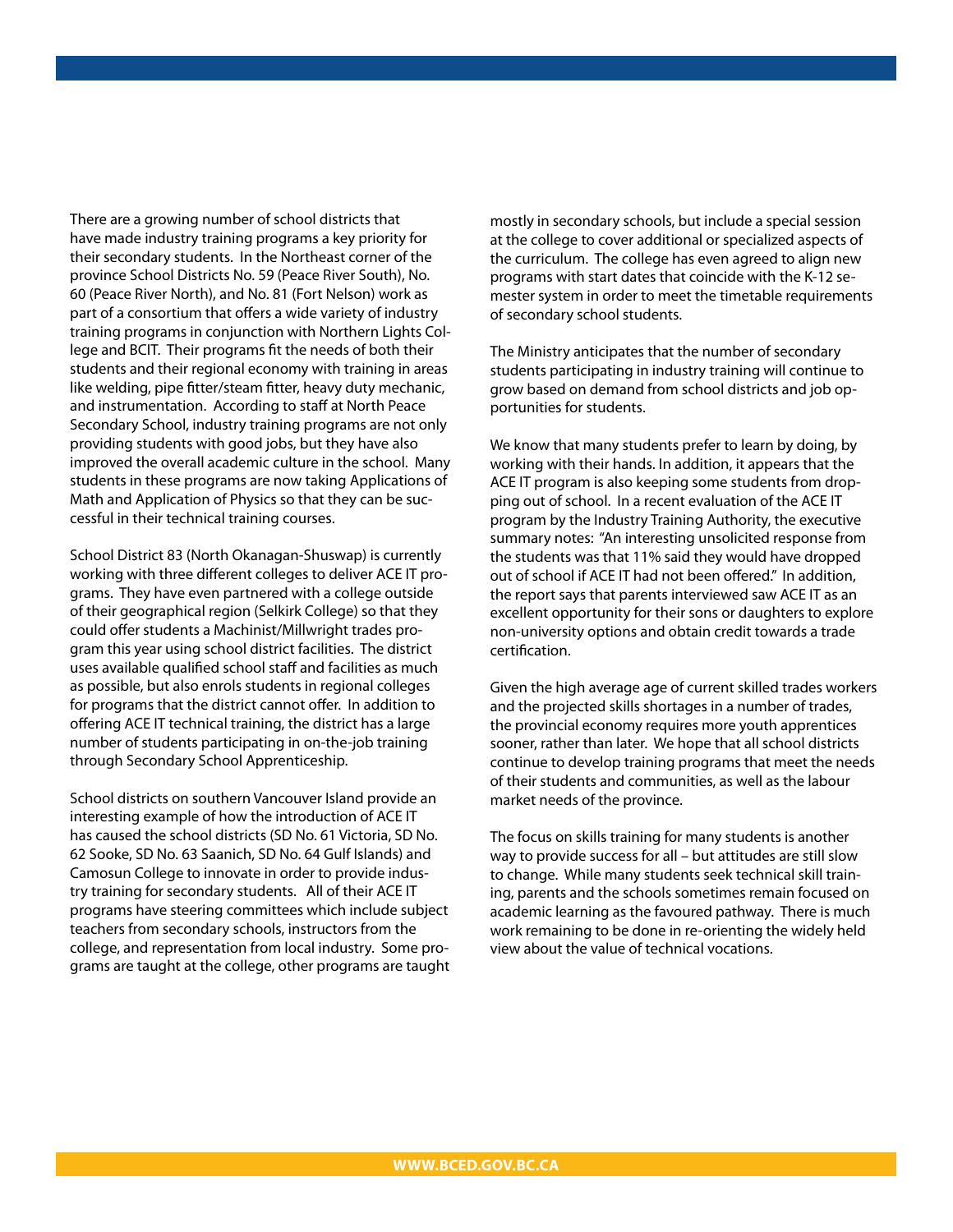There are a growing number of school districts that have made industry training programs a key priority for their secondary students. In the Northeast corner of the province School Districts No. 59 (Peace River South), No. 60 (Peace River North), and No. 81 (Fort Nelson) work as part of a consortium that offers a wide variety of industry training programs in conjunction with Northern Lights College and BCIT. Their programs fit the needs of both their students and their regional economy with training in areas like welding, pipe fitter/steam fitter, heavy duty mechanic, and instrumentation. According to staff at North Peace Secondary School, industry training programs are not only providing students with good jobs, but they have also improved the overall academic culture in the school. Many students in these programs are now taking Applications of Math and Application of Physics so that they can be successful in their technical training courses.

School District 83 (North Okanagan-Shuswap) is currently working with three different colleges to deliver ACE IT programs. They have even partnered with a college outside of their geographical region (Selkirk College) so that they could offer students a Machinist/Millwright trades program this year using school district facilities. The district uses available qualified school staff and facilities as much as possible, but also enrols students in regional colleges for programs that the district cannot offer. In addition to offering ACE IT technical training, the district has a large number of students participating in on-the-job training through Secondary School Apprenticeship.

School districts on southern Vancouver Island provide an interesting example of how the introduction of ACE IT has caused the school districts (SD No. 61 Victoria, SD No. 62 Sooke, SD No. 63 Saanich, SD No. 64 Gulf Islands) and Camosun College to innovate in order to provide industry training for secondary students. All of their ACE IT programs have steering committees which include subject teachers from secondary schools, instructors from the college, and representation from local industry. Some programs are taught at the college, other programs are taught mostly in secondary schools, but include a special session at the college to cover additional or specialized aspects of the curriculum. The college has even agreed to align new programs with start dates that coincide with the K-12 semester system in order to meet the timetable requirements of secondary school students.

The Ministry anticipates that the number of secondary students participating in industry training will continue to grow based on demand from school districts and job opportunities for students.

We know that many students prefer to learn by doing, by working with their hands. In addition, it appears that the ACE IT program is also keeping some students from dropping out of school. In a recent evaluation of the ACE IT program by the Industry Training Authority, the executive summary notes: "An interesting unsolicited response from the students was that 11% said they would have dropped out of school if ACE IT had not been offered." In addition, the report says that parents interviewed saw ACE IT as an excellent opportunity for their sons or daughters to explore non-university options and obtain credit towards a trade certification.

Given the high average age of current skilled trades workers and the projected skills shortages in a number of trades, the provincial economy requires more youth apprentices sooner, rather than later. We hope that all school districts continue to develop training programs that meet the needs of their students and communities, as well as the labour market needs of the province.

The focus on skills training for many students is another way to provide success for all – but attitudes are still slow to change. While many students seek technical skill training, parents and the schools sometimes remain focused on academic learning as the favoured pathway. There is much work remaining to be done in re-orienting the widely held view about the value of technical vocations.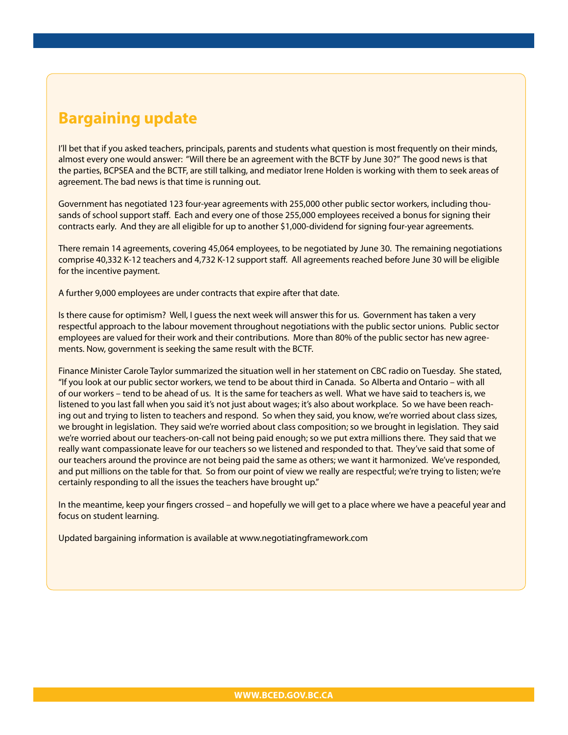## Bargaining update

I'll bet that if you asked teachers, principals, parents and students what question is most frequently on their minds, almost every one would answer: "Will there be an agreement with the BCTF by June 30?" The good news is that the parties, BCPSEA and the BCTF, are still talking, and mediator Irene Holden is working with them to seek areas of agreement. The bad news is that time is running out.

Government has negotiated 123 four-year agreements with 255,000 other public sector workers, including thousands of school support staff. Each and every one of those 255,000 employees received a bonus for signing their contracts early. And they are all eligible for up to another $1,000-dividend for signing four-year agreements.

There remain 14 agreements, covering 45,064 employees, to be negotiated by June 30. The remaining negotiations comprise 40,332 K-12 teachers and 4,732 K-12 support staff. All agreements reached before June 30 will be eligible for the incentive payment.

A further 9,000 employees are under contracts that expire after that date.

Is there cause for optimism? Well, I guess the next week will answer this for us. Government has taken a very respectful approach to the labour movement throughout negotiations with the public sector unions. Public sector employees are valued for their work and their contributions. More than 80% of the public sector has new agreements. Now, government is seeking the same result with the BCTF.

Finance Minister Carole Taylor summarized the situation well in her statement on CBC radio on Tuesday. She stated, "If you look at our public sector workers, we tend to be about third in Canada. So Alberta and Ontario – with all of our workers – tend to be ahead of us. It is the same for teachers as well. What we have said to teachers is, we listened to you last fall when you said it's not just about wages; it's also about workplace. So we have been reaching out and trying to listen to teachers and respond. So when they said, you know, we're worried about class sizes, we brought in legislation. They said we're worried about class composition; so we brought in legislation. They said we're worried about our teachers-on-call not being paid enough; so we put extra millions there. They said that we really want compassionate leave for our teachers so we listened and responded to that. They've said that some of our teachers around the province are not being paid the same as others; we want it harmonized. We've responded, and put millions on the table for that. So from our point of view we really are respectful; we're trying to listen; we're certainly responding to all the issues the teachers have brought up."

In the meantime, keep your fingers crossed – and hopefully we will get to a place where we have a peaceful year and focus on student learning.

Updated bargaining information is available at www.negotiatingframework.com